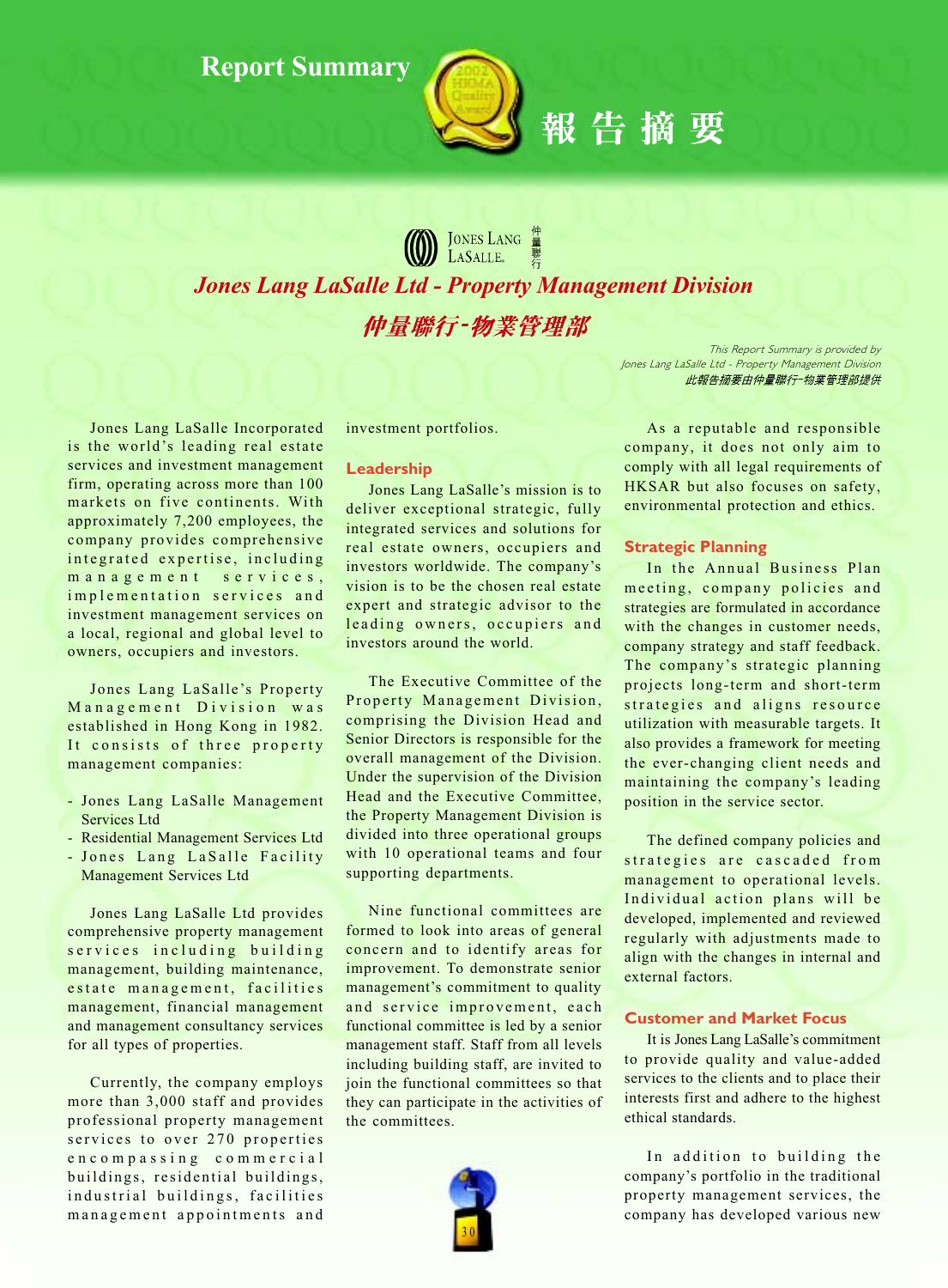# Report Summary

# 報告摘要

## *Jones Lang LaSalle Ltd - Property Management Division*

## *仲量聯行-物業管理部*

*This Report Summary is provided by Jones Lang LaSalle Ltd - Property Management Division*
*此報告摘要由仲量聯行-物業管理部提供*

Jones Lang LaSalle Incorporated is the world's leading real estate services and investment management firm, operating across more than 100 markets on five continents. With approximately 7,200 employees, the company provides comprehensive integrated expertise, including management services, implementation services and investment management services on a local, regional and global level to owners, occupiers and investors.

Jones Lang LaSalle's Property Management Division was established in Hong Kong in 1982. It consists of three property management companies:

- Jones Lang LaSalle Management Services Ltd
- Residential Management Services Ltd
- Jones Lang LaSalle Facility Management Services Ltd

Jones Lang LaSalle Ltd provides comprehensive property management services including building management, building maintenance, estate management, facilities management, financial management and management consultancy services for all types of properties.

Currently, the company employs more than 3,000 staff and provides professional property management services to over 270 properties encompassing commercial buildings, residential buildings, industrial buildings, facilities management appointments and investment portfolios.

### Leadership

Jones Lang LaSalle's mission is to deliver exceptional strategic, fully integrated services and solutions for real estate owners, occupiers and investors worldwide. The company's vision is to be the chosen real estate expert and strategic advisor to the leading owners, occupiers and investors around the world.

The Executive Committee of the Property Management Division, comprising the Division Head and Senior Directors is responsible for the overall management of the Division. Under the supervision of the Division Head and the Executive Committee, the Property Management Division is divided into three operational groups with 10 operational teams and four supporting departments.

Nine functional committees are formed to look into areas of general concern and to identify areas for improvement. To demonstrate senior management's commitment to quality and service improvement, each functional committee is led by a senior management staff. Staff from all levels including building staff, are invited to join the functional committees so that they can participate in the activities of the committees.

As a reputable and responsible company, it does not only aim to comply with all legal requirements of HKSAR but also focuses on safety, environmental protection and ethics.

### Strategic Planning

In the Annual Business Plan meeting, company policies and strategies are formulated in accordance with the changes in customer needs, company strategy and staff feedback. The company's strategic planning projects long-term and short-term strategies and aligns resource utilization with measurable targets. It also provides a framework for meeting the ever-changing client needs and maintaining the company's leading position in the service sector.

The defined company policies and strategies are cascaded from management to operational levels. Individual action plans will be developed, implemented and reviewed regularly with adjustments made to align with the changes in internal and external factors.

### Customer and Market Focus

It is Jones Lang LaSalle's commitment to provide quality and value-added services to the clients and to place their interests first and adhere to the highest ethical standards.

In addition to building the company's portfolio in the traditional property management services, the company has developed various new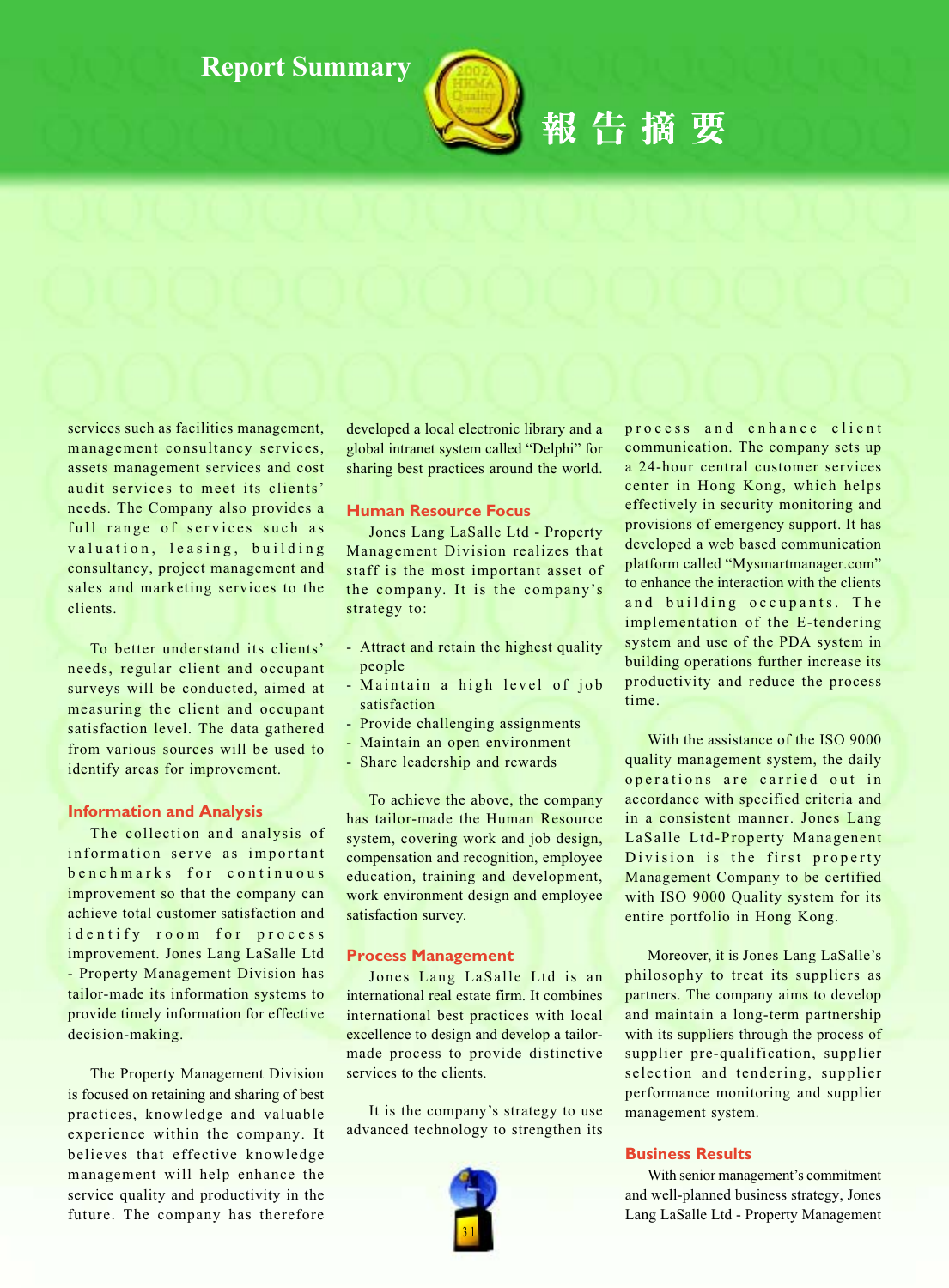# Report Summary

# 報告摘要

services such as facilities management, management consultancy services, assets management services and cost audit services to meet its clients' needs. The Company also provides a full range of services such as valuation, leasing, building consultancy, project management and sales and marketing services to the clients.

To better understand its clients' needs, regular client and occupant surveys will be conducted, aimed at measuring the client and occupant satisfaction level. The data gathered from various sources will be used to identify areas for improvement.

## Information and Analysis

The collection and analysis of information serve as important benchmarks for continuous improvement so that the company can achieve total customer satisfaction and identify room for process improvement. Jones Lang LaSalle Ltd - Property Management Division has tailor-made its information systems to provide timely information for effective decision-making.

The Property Management Division is focused on retaining and sharing of best practices, knowledge and valuable experience within the company. It believes that effective knowledge management will help enhance the service quality and productivity in the future. The company has therefore developed a local electronic library and a global intranet system called "Delphi" for sharing best practices around the world.

## Human Resource Focus

Jones Lang LaSalle Ltd - Property Management Division realizes that staff is the most important asset of the company. It is the company's strategy to:

- Attract and retain the highest quality people
- Maintain a high level of job satisfaction
- Provide challenging assignments
- Maintain an open environment
- Share leadership and rewards

To achieve the above, the company has tailor-made the Human Resource system, covering work and job design, compensation and recognition, employee education, training and development, work environment design and employee satisfaction survey.

## Process Management

Jones Lang LaSalle Ltd is an international real estate firm. It combines international best practices with local excellence to design and develop a tailor-made process to provide distinctive services to the clients.

It is the company's strategy to use advanced technology to strengthen its process and enhance client communication. The company sets up a 24-hour central customer services center in Hong Kong, which helps effectively in security monitoring and provisions of emergency support. It has developed a web based communication platform called "Mysmartmanager.com" to enhance the interaction with the clients and building occupants. The implementation of the E-tendering system and use of the PDA system in building operations further increase its productivity and reduce the process time.

With the assistance of the ISO 9000 quality management system, the daily operations are carried out in accordance with specified criteria and in a consistent manner. Jones Lang LaSalle Ltd-Property Managenent Division is the first property Management Company to be certified with ISO 9000 Quality system for its entire portfolio in Hong Kong.

Moreover, it is Jones Lang LaSalle's philosophy to treat its suppliers as partners. The company aims to develop and maintain a long-term partnership with its suppliers through the process of supplier pre-qualification, supplier selection and tendering, supplier performance monitoring and supplier management system.

## Business Results

With senior management's commitment and well-planned business strategy, Jones Lang LaSalle Ltd - Property Management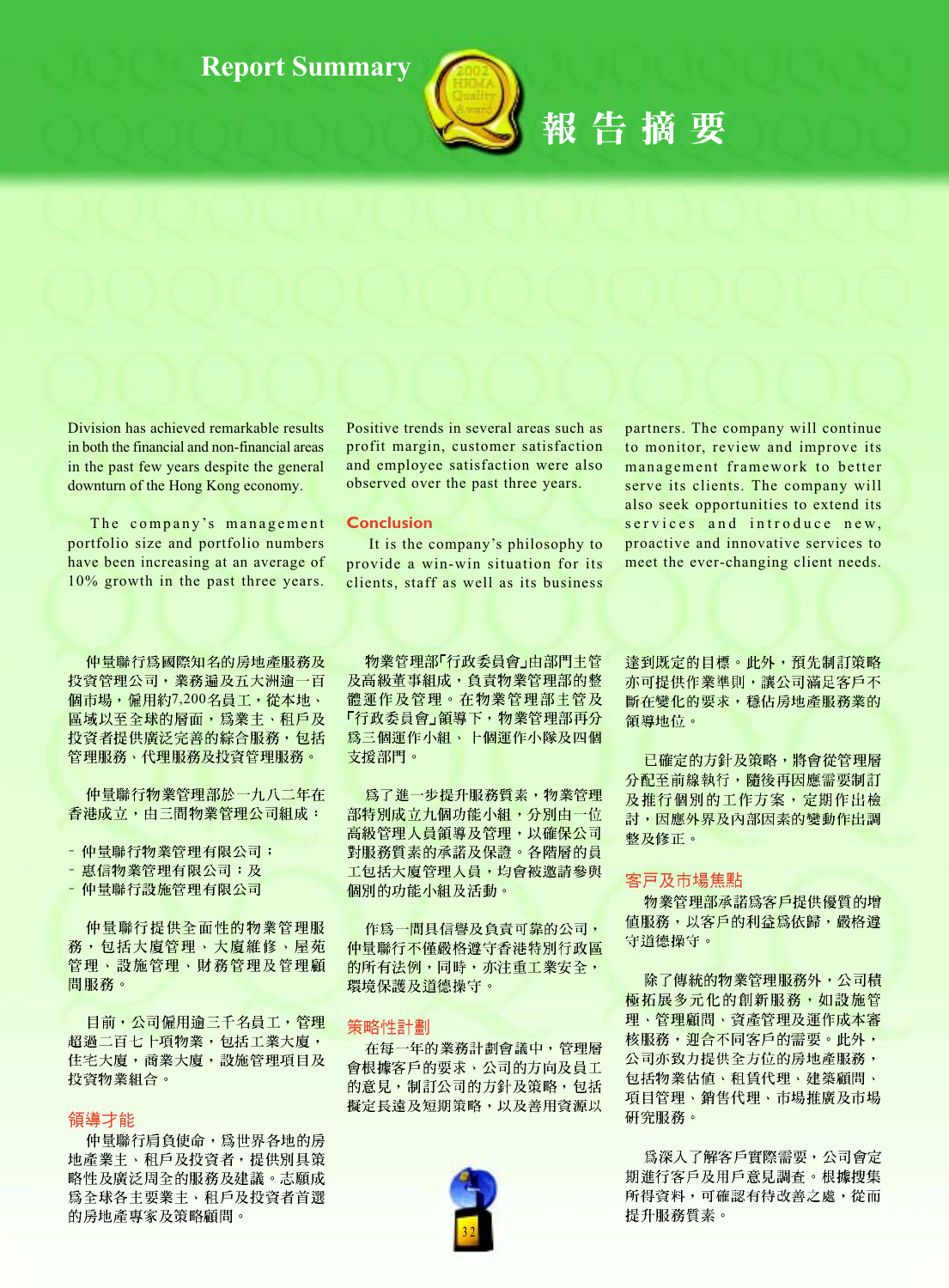# Report Summary

# 報告摘要

Division has achieved remarkable results in both the financial and non-financial areas in the past few years despite the general downturn of the Hong Kong economy.

The company's management portfolio size and portfolio numbers have been increasing at an average of 10% growth in the past three years. Positive trends in several areas such as profit margin, customer satisfaction and employee satisfaction were also observed over the past three years.

## Conclusion

It is the company's philosophy to provide a win-win situation for its clients, staff as well as its business partners. The company will continue to monitor, review and improve its management framework to better serve its clients. The company will also seek opportunities to extend its services and introduce new, proactive and innovative services to meet the ever-changing client needs.

仲量聯行為國際知名的房地產服務及投資管理公司，業務遍及五大洲逾一百個市場，僱用約7,200名員工，從本地、區域以至全球的層面，為業主、租戶及投資者提供廣泛完善的綜合服務，包括管理服務、代理服務及投資管理服務。

仲量聯行物業管理部於一九八二年在香港成立，由三間物業管理公司組成：

- 仲量聯行物業管理有限公司；
- 惠信物業管理有限公司；及
- 仲量聯行設施管理有限公司

仲量聯行提供全面性的物業管理服務，包括大廈管理、大廈維修、屋苑管理、設施管理、財務管理及管理顧問服務。

目前，公司僱用逾三千名員工，管理超過二百七十項物業，包括工業大廈，住宅大廈，商業大廈，設施管理項目及投資物業組合。

## 領導才能

仲量聯行肩負使命，為世界各地的房地產業主、租戶及投資者，提供別具策略性及廣泛周全的服務及建議。志願成為全球各主要業主、租戶及投資者首選的房地產專家及策略顧問。

物業管理部「行政委員會」由部門主管及高級董事組成，負責物業管理部的整體運作及管理。在物業管理部主管及「行政委員會」領導下，物業管理部再分為三個運作小組、十個運作小隊及四個支援部門。

為了進一步提升服務質素，物業管理部特別成立九個功能小組，分別由一位高級管理人員領導及管理，以確保公司對服務質素的承諾及保證。各階層的員工包括大廈管理人員，均會被邀請參與個別的功能小組及活動。

作為一間具信譽及負責可靠的公司，仲量聯行不僅嚴格遵守香港特別行政區的所有法例，同時，亦注重工業安全，環境保護及道德操守。

## 策略性計劃

在每一年的業務計劃會議中，管理層會根據客戶的要求、公司的方向及員工的意見，制訂公司的方針及策略，包括擬定長遠及短期策略，以及善用資源以達到既定的目標。此外，預先制訂策略亦可提供作業準則，讓公司滿足客戶不斷在變化的要求，穩佔房地產服務業的領導地位。

已確定的方針及策略，將會從管理層分配至前線執行，隨後再因應需要制訂及推行個別的工作方案，定期作出檢討，因應外界及內部因素的變動作出調整及修正。

## 客戶及市場焦點

物業管理部承諾為客戶提供優質的增值服務，以客戶的利益為依歸，嚴格遵守道德操守。

除了傳統的物業管理服務外，公司積極拓展多元化的創新服務，如設施管理、管理顧問、資產管理及運作成本審核服務，迎合不同客戶的需要。此外，公司亦致力提供全方位的房地產服務，包括物業估值、租賃代理、建築顧問、項目管理、銷售代理、市場推廣及市場研究服務。

為深入了解客戶實際需要，公司會定期進行客戶及用戶意見調查。根據搜集所得資料，可確認有待改善之處，從而提升服務質素。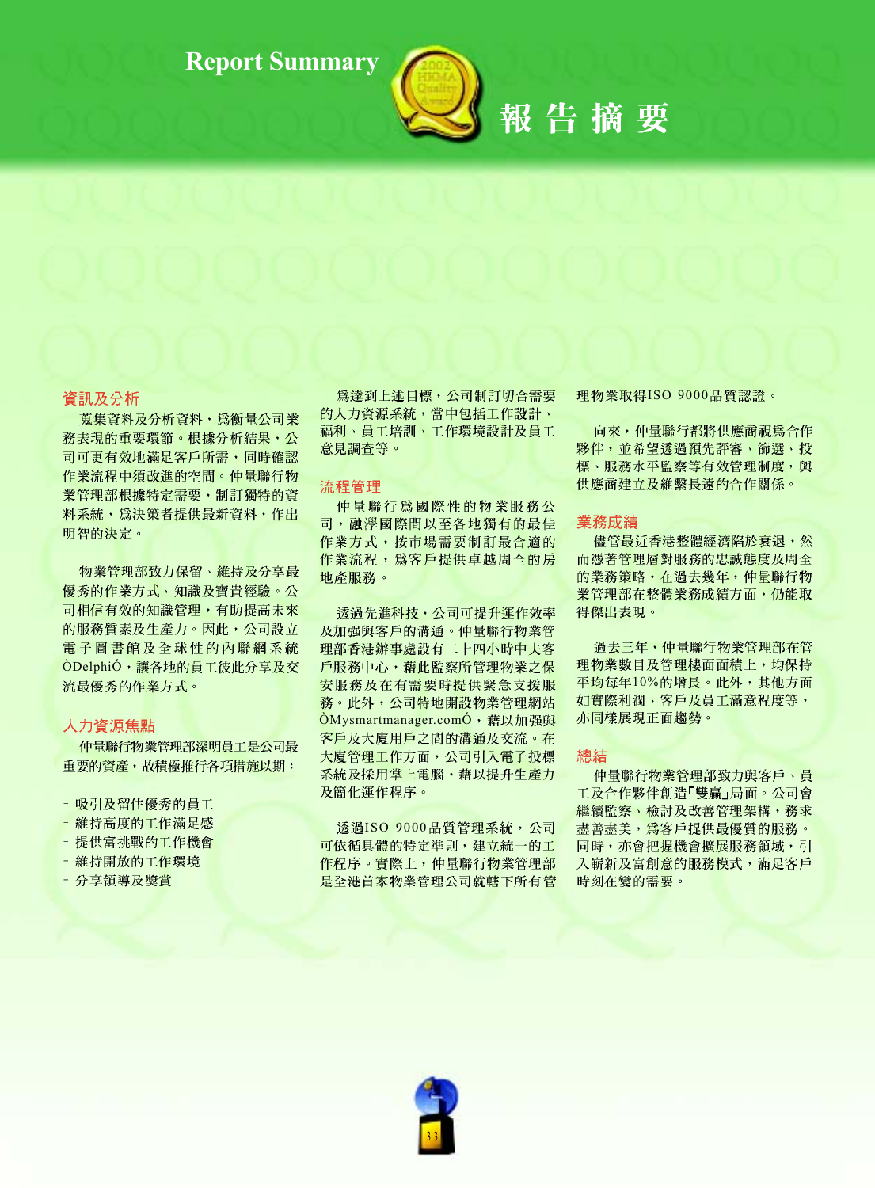# Report Summary

# 報告摘要

## 資訊及分析

蒐集資料及分析資料，爲衡量公司業務表現的重要環節。根據分析結果，公司可更有效地滿足客戶所需，同時確認作業流程中須改進的空間。仲量聯行物業管理部根據特定需要，制訂獨特的資料系統，爲決策者提供最新資料，作出明智的決定。

物業管理部致力保留、維持及分享最優秀的作業方式、知識及寶貴經驗。公司相信有效的知識管理，有助提高未來的服務質素及生產力。因此，公司設立電子圖書館及全球性的內聯網系統ÒDelphiÓ，讓各地的員工彼此分享及交流最優秀的作業方式。

## 人力資源焦點

仲量聯行物業管理部深明員工是公司最重要的資產，故積極推行各項措施以期：

- 吸引及留住優秀的員工
- 維持高度的工作滿足感
- 提供富挑戰的工作機會
- 維持開放的工作環境
- 分享領導及獎賞

爲達到上述目標，公司制訂切合需要的人力資源系統，當中包括工作設計、福利、員工培訓、工作環境設計及員工意見調查等。

## 流程管理

仲量聯行爲國際性的物業服務公司，融滙國際間以至各地獨有的最佳作業方式，按市場需要制訂最合適的作業流程，爲客戶提供卓越周全的房地產服務。

透過先進科技，公司可提升運作效率及加强與客戶的溝通。仲量聯行物業管理部香港辦事處設有二十四小時中央客戶服務中心，藉此監察所管理物業之保安服務及在有需要時提供緊急支援服務。此外，公司特地開設物業管理網站ÒMysmartmanager.comÓ，藉以加强與客戶及大廈用戶之間的溝通及交流。在大廈管理工作方面，公司引入電子投標系統及採用掌上電腦，藉以提升生產力及簡化運作程序。

透過ISO 9000品質管理系統，公司可依循具體的特定準則，建立統一的工作程序。實際上，仲量聯行物業管理部是全港首家物業管理公司就轄下所有管理物業取得ISO 9000品質認證。

向來，仲量聯行都將供應商視爲合作夥伴，並希望透過預先評審、篩選、投標、服務水平監察等有效管理制度，與供應商建立及維繫長遠的合作關係。

## 業務成績

儘管最近香港整體經濟陷於衰退，然而憑著管理層對服務的忠誠態度及周全的業務策略，在過去幾年，仲量聯行物業管理部在整體業務成績方面，仍能取得傑出表現。

過去三年，仲量聯行物業管理部在管理物業數目及管理樓面面積上，均保持平均每年10%的增長。此外，其他方面如實際利潤、客戶及員工滿意程度等，亦同樣展現正面趨勢。

## 總結

仲量聯行物業管理部致力與客戶、員工及合作夥伴創造「雙贏」局面。公司會繼續監察、檢討及改善管理架構，務求盡善盡美，爲客戶提供最優質的服務。同時，亦會把握機會擴展服務領域，引入嶄新及富創意的服務模式，滿足客戶時刻在變的需要。